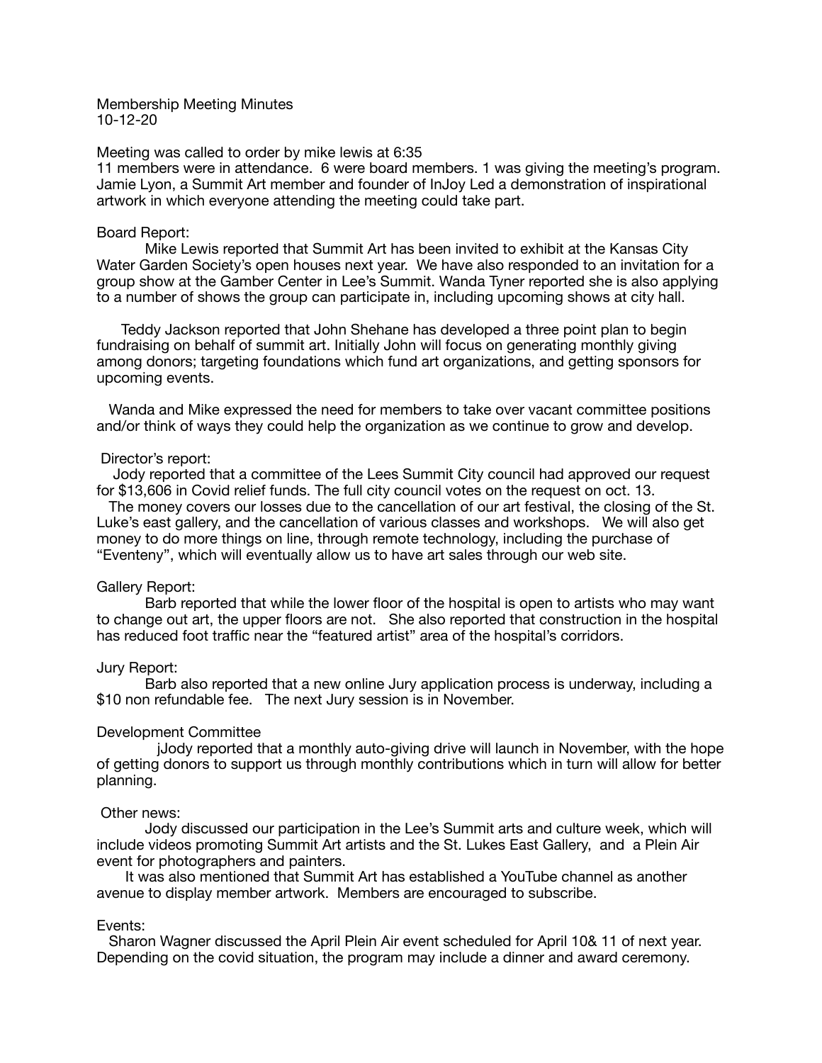Membership Meeting Minutes
10-12-20

Meeting was called to order by mike lewis at 6:35
11 members were in attendance. 6 were board members. 1 was giving the meeting's program. Jamie Lyon, a Summit Art member and founder of InJoy Led a demonstration of inspirational artwork in which everyone attending the meeting could take part.

Board Report:

Mike Lewis reported that Summit Art has been invited to exhibit at the Kansas City Water Garden Society's open houses next year. We have also responded to an invitation for a group show at the Gamber Center in Lee's Summit. Wanda Tyner reported she is also applying to a number of shows the group can participate in, including upcoming shows at city hall.

Teddy Jackson reported that John Shehane has developed a three point plan to begin fundraising on behalf of summit art. Initially John will focus on generating monthly giving among donors; targeting foundations which fund art organizations, and getting sponsors for upcoming events.

Wanda and Mike expressed the need for members to take over vacant committee positions and/or think of ways they could help the organization as we continue to grow and develop.

Director's report:

Jody reported that a committee of the Lees Summit City council had approved our request for $13,606 in Covid relief funds. The full city council votes on the request on oct. 13.

The money covers our losses due to the cancellation of our art festival, the closing of the St. Luke's east gallery, and the cancellation of various classes and workshops. We will also get money to do more things on line, through remote technology, including the purchase of "Eventeny", which will eventually allow us to have art sales through our web site.

Gallery Report:

Barb reported that while the lower floor of the hospital is open to artists who may want to change out art, the upper floors are not. She also reported that construction in the hospital has reduced foot traffic near the "featured artist" area of the hospital's corridors.

Jury Report:

Barb also reported that a new online Jury application process is underway, including a $10 non refundable fee. The next Jury session is in November.

Development Committee

jJody reported that a monthly auto-giving drive will launch in November, with the hope of getting donors to support us through monthly contributions which in turn will allow for better planning.

Other news:

Jody discussed our participation in the Lee's Summit arts and culture week, which will include videos promoting Summit Art artists and the St. Lukes East Gallery, and a Plein Air event for photographers and painters.

It was also mentioned that Summit Art has established a YouTube channel as another avenue to display member artwork. Members are encouraged to subscribe.

Events:

Sharon Wagner discussed the April Plein Air event scheduled for April 10& 11 of next year. Depending on the covid situation, the program may include a dinner and award ceremony.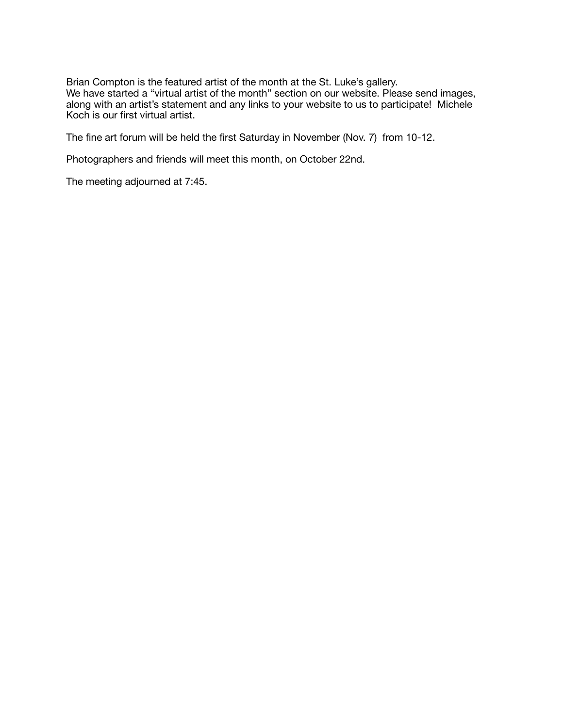Brian Compton is the featured artist of the month at the St. Luke's gallery.
We have started a "virtual artist of the month" section on our website. Please send images, along with an artist's statement and any links to your website to us to participate! Michele Koch is our first virtual artist.

The fine art forum will be held the first Saturday in November (Nov. 7) from 10-12.

Photographers and friends will meet this month, on October 22nd.

The meeting adjourned at 7:45.